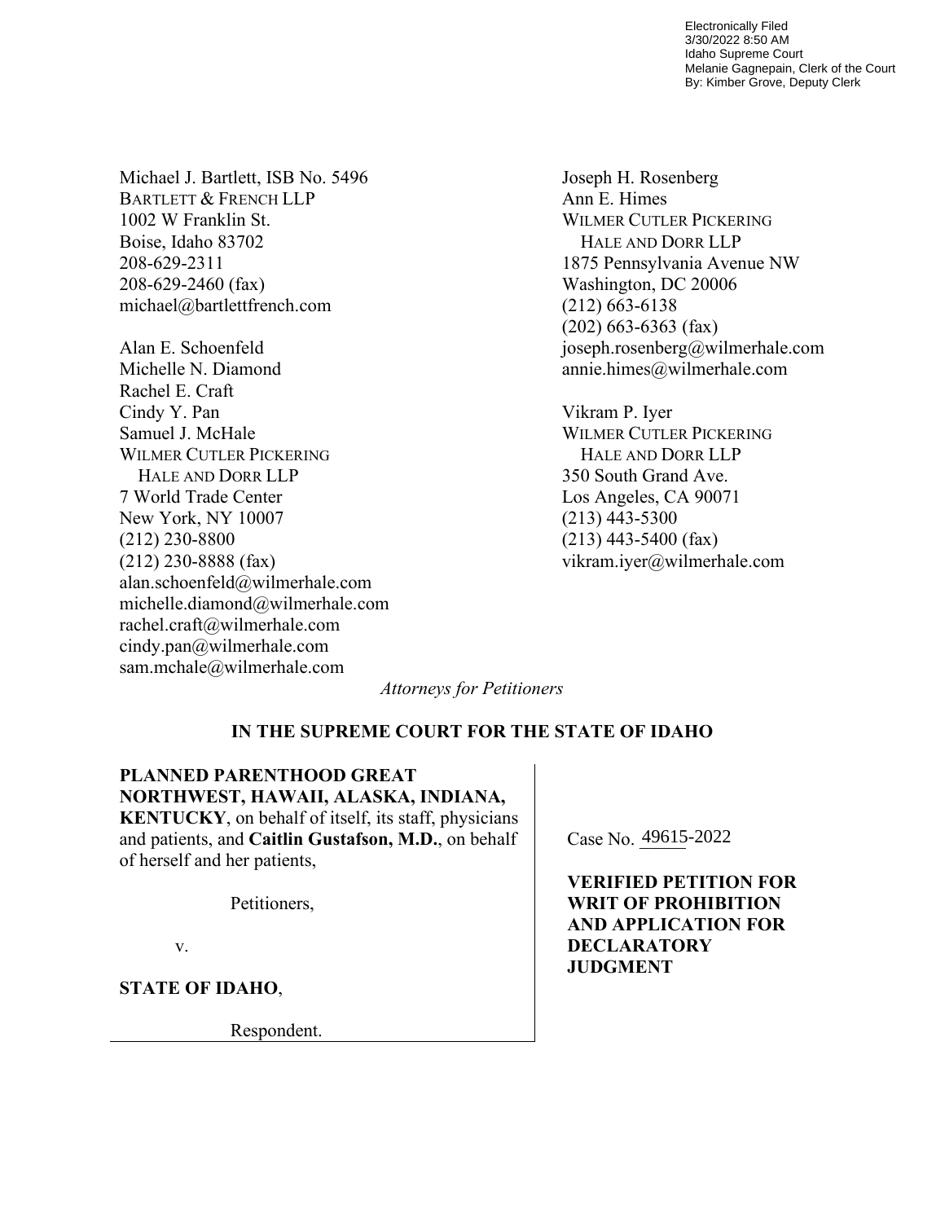Electronically Filed
3/30/2022 8:50 AM
Idaho Supreme Court
Melanie Gagnepain, Clerk of the Court
By: Kimber Grove, Deputy Clerk

Michael J. Bartlett, ISB No. 5496
BARTLETT & FRENCH LLP
1002 W Franklin St.
Boise, Idaho 83702
208-629-2311
208-629-2460 (fax)
michael@bartlettfrench.com

Alan E. Schoenfeld
Michelle N. Diamond
Rachel E. Craft
Cindy Y. Pan
Samuel J. McHale
WILMER CUTLER PICKERING HALE AND DORR LLP
7 World Trade Center
New York, NY 10007
(212) 230-8800
(212) 230-8888 (fax)
alan.schoenfeld@wilmerhale.com
michelle.diamond@wilmerhale.com
rachel.craft@wilmerhale.com
cindy.pan@wilmerhale.com
sam.mchale@wilmerhale.com

Joseph H. Rosenberg
Ann E. Himes
WILMER CUTLER PICKERING HALE AND DORR LLP
1875 Pennsylvania Avenue NW
Washington, DC 20006
(212) 663-6138
(202) 663-6363 (fax)
joseph.rosenberg@wilmerhale.com
annie.himes@wilmerhale.com

Vikram P. Iyer
WILMER CUTLER PICKERING HALE AND DORR LLP
350 South Grand Ave.
Los Angeles, CA 90071
(213) 443-5300
(213) 443-5400 (fax)
vikram.iyer@wilmerhale.com

*Attorneys for Petitioners*

**IN THE SUPREME COURT FOR THE STATE OF IDAHO**

**PLANNED PARENTHOOD GREAT NORTHWEST, HAWAII, ALASKA, INDIANA, KENTUCKY**, on behalf of itself, its staff, physicians and patients, and **Caitlin Gustafson, M.D.**, on behalf of herself and her patients,

Petitioners,

v.

**STATE OF IDAHO**,

Respondent.

Case No. 49615-2022

**VERIFIED PETITION FOR WRIT OF PROHIBITION AND APPLICATION FOR DECLARATORY JUDGMENT**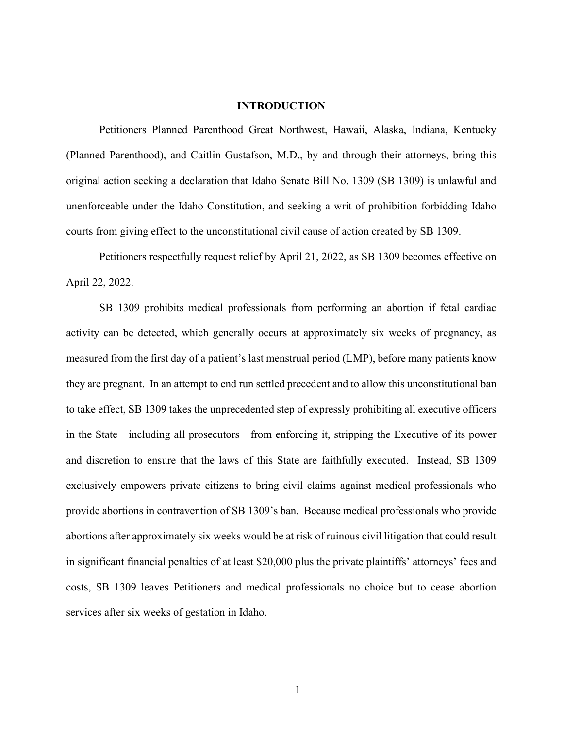## INTRODUCTION

Petitioners Planned Parenthood Great Northwest, Hawaii, Alaska, Indiana, Kentucky (Planned Parenthood), and Caitlin Gustafson, M.D., by and through their attorneys, bring this original action seeking a declaration that Idaho Senate Bill No. 1309 (SB 1309) is unlawful and unenforceable under the Idaho Constitution, and seeking a writ of prohibition forbidding Idaho courts from giving effect to the unconstitutional civil cause of action created by SB 1309.

Petitioners respectfully request relief by April 21, 2022, as SB 1309 becomes effective on April 22, 2022.

SB 1309 prohibits medical professionals from performing an abortion if fetal cardiac activity can be detected, which generally occurs at approximately six weeks of pregnancy, as measured from the first day of a patient's last menstrual period (LMP), before many patients know they are pregnant. In an attempt to end run settled precedent and to allow this unconstitutional ban to take effect, SB 1309 takes the unprecedented step of expressly prohibiting all executive officers in the State—including all prosecutors—from enforcing it, stripping the Executive of its power and discretion to ensure that the laws of this State are faithfully executed. Instead, SB 1309 exclusively empowers private citizens to bring civil claims against medical professionals who provide abortions in contravention of SB 1309's ban. Because medical professionals who provide abortions after approximately six weeks would be at risk of ruinous civil litigation that could result in significant financial penalties of at least $20,000 plus the private plaintiffs' attorneys' fees and costs, SB 1309 leaves Petitioners and medical professionals no choice but to cease abortion services after six weeks of gestation in Idaho.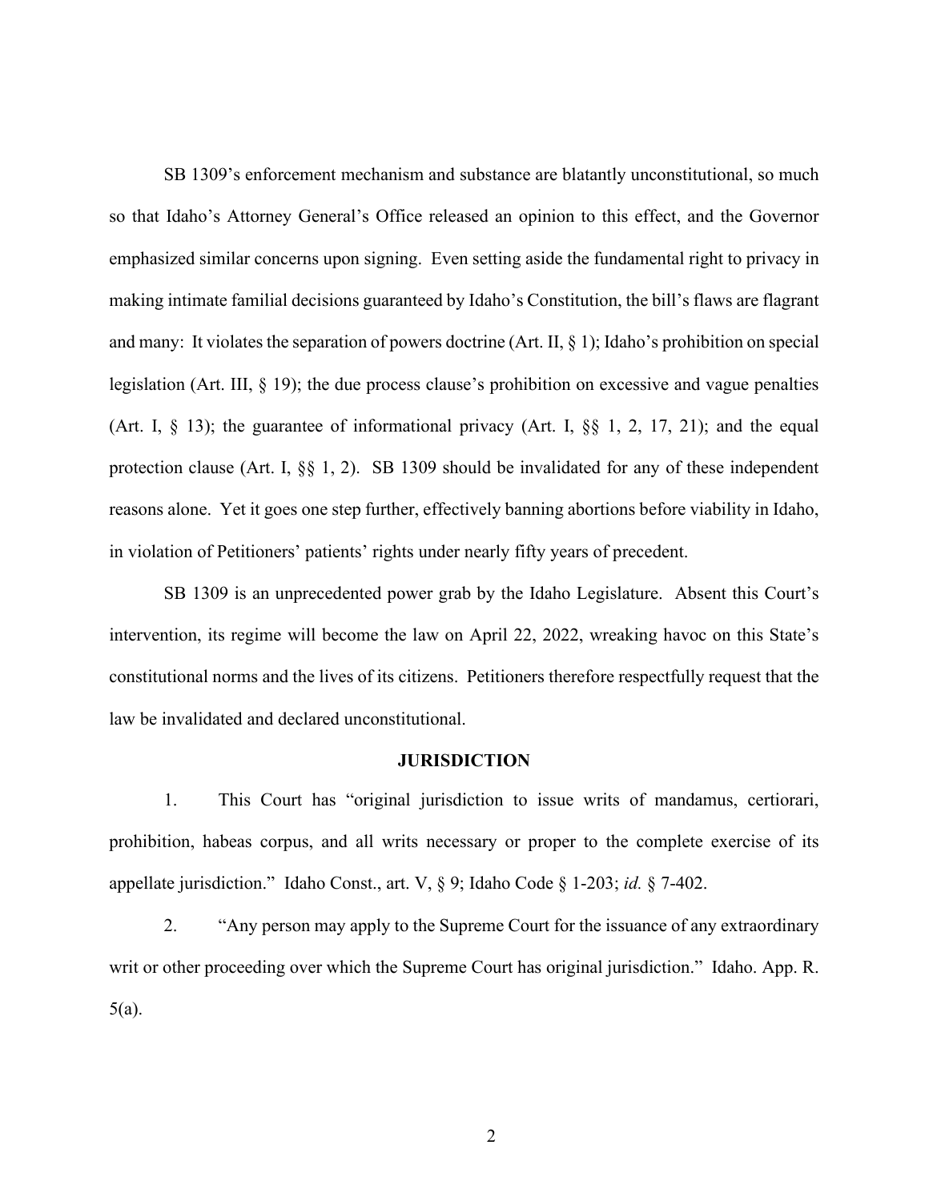SB 1309's enforcement mechanism and substance are blatantly unconstitutional, so much so that Idaho's Attorney General's Office released an opinion to this effect, and the Governor emphasized similar concerns upon signing. Even setting aside the fundamental right to privacy in making intimate familial decisions guaranteed by Idaho's Constitution, the bill's flaws are flagrant and many: It violates the separation of powers doctrine (Art. II, § 1); Idaho's prohibition on special legislation (Art. III, § 19); the due process clause's prohibition on excessive and vague penalties (Art. I, § 13); the guarantee of informational privacy (Art. I, §§ 1, 2, 17, 21); and the equal protection clause (Art. I, §§ 1, 2). SB 1309 should be invalidated for any of these independent reasons alone. Yet it goes one step further, effectively banning abortions before viability in Idaho, in violation of Petitioners' patients' rights under nearly fifty years of precedent.

SB 1309 is an unprecedented power grab by the Idaho Legislature. Absent this Court's intervention, its regime will become the law on April 22, 2022, wreaking havoc on this State's constitutional norms and the lives of its citizens. Petitioners therefore respectfully request that the law be invalidated and declared unconstitutional.

## JURISDICTION

1. This Court has "original jurisdiction to issue writs of mandamus, certiorari, prohibition, habeas corpus, and all writs necessary or proper to the complete exercise of its appellate jurisdiction." Idaho Const., art. V, § 9; Idaho Code § 1-203; *id.* § 7-402.

2. "Any person may apply to the Supreme Court for the issuance of any extraordinary writ or other proceeding over which the Supreme Court has original jurisdiction." Idaho. App. R. 5(a).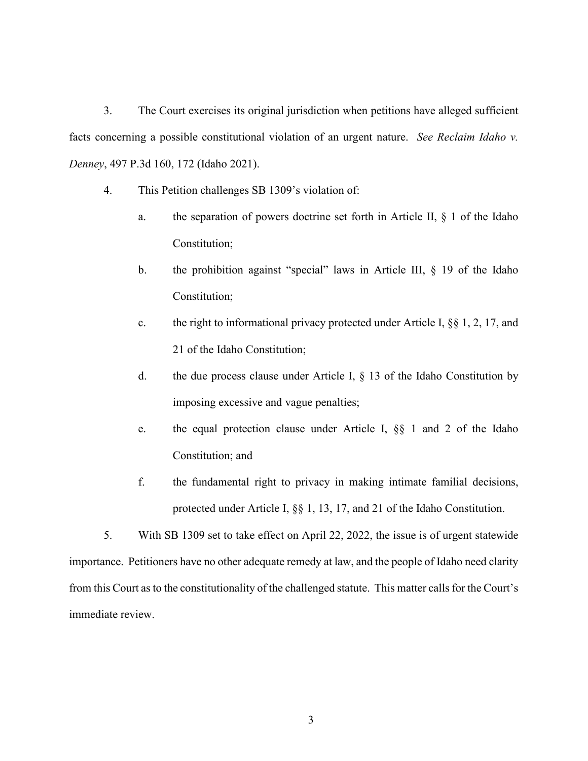3. The Court exercises its original jurisdiction when petitions have alleged sufficient facts concerning a possible constitutional violation of an urgent nature. *See Reclaim Idaho v. Denney*, 497 P.3d 160, 172 (Idaho 2021).

4. This Petition challenges SB 1309's violation of:

   a. the separation of powers doctrine set forth in Article II, § 1 of the Idaho Constitution;

   b. the prohibition against "special" laws in Article III, § 19 of the Idaho Constitution;

   c. the right to informational privacy protected under Article I, §§ 1, 2, 17, and 21 of the Idaho Constitution;

   d. the due process clause under Article I, § 13 of the Idaho Constitution by imposing excessive and vague penalties;

   e. the equal protection clause under Article I, §§ 1 and 2 of the Idaho Constitution; and

   f. the fundamental right to privacy in making intimate familial decisions, protected under Article I, §§ 1, 13, 17, and 21 of the Idaho Constitution.

5. With SB 1309 set to take effect on April 22, 2022, the issue is of urgent statewide importance. Petitioners have no other adequate remedy at law, and the people of Idaho need clarity from this Court as to the constitutionality of the challenged statute. This matter calls for the Court's immediate review.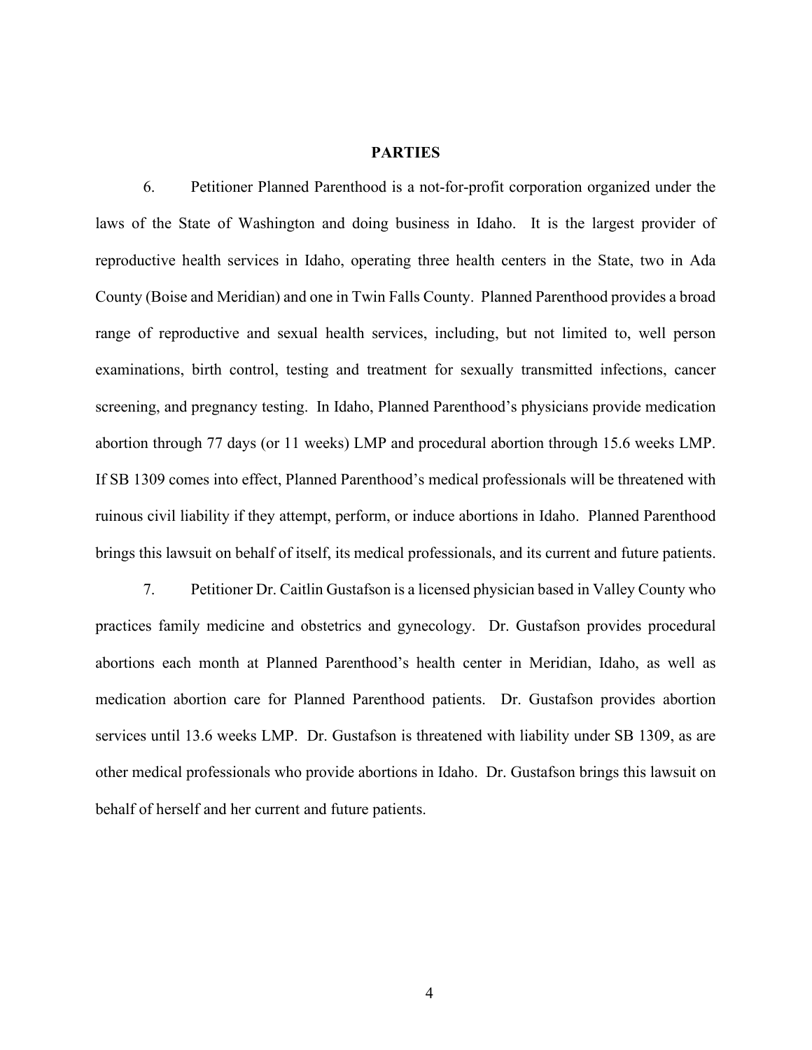## PARTIES

6. Petitioner Planned Parenthood is a not-for-profit corporation organized under the laws of the State of Washington and doing business in Idaho. It is the largest provider of reproductive health services in Idaho, operating three health centers in the State, two in Ada County (Boise and Meridian) and one in Twin Falls County. Planned Parenthood provides a broad range of reproductive and sexual health services, including, but not limited to, well person examinations, birth control, testing and treatment for sexually transmitted infections, cancer screening, and pregnancy testing. In Idaho, Planned Parenthood's physicians provide medication abortion through 77 days (or 11 weeks) LMP and procedural abortion through 15.6 weeks LMP. If SB 1309 comes into effect, Planned Parenthood's medical professionals will be threatened with ruinous civil liability if they attempt, perform, or induce abortions in Idaho. Planned Parenthood brings this lawsuit on behalf of itself, its medical professionals, and its current and future patients.

7. Petitioner Dr. Caitlin Gustafson is a licensed physician based in Valley County who practices family medicine and obstetrics and gynecology. Dr. Gustafson provides procedural abortions each month at Planned Parenthood's health center in Meridian, Idaho, as well as medication abortion care for Planned Parenthood patients. Dr. Gustafson provides abortion services until 13.6 weeks LMP. Dr. Gustafson is threatened with liability under SB 1309, as are other medical professionals who provide abortions in Idaho. Dr. Gustafson brings this lawsuit on behalf of herself and her current and future patients.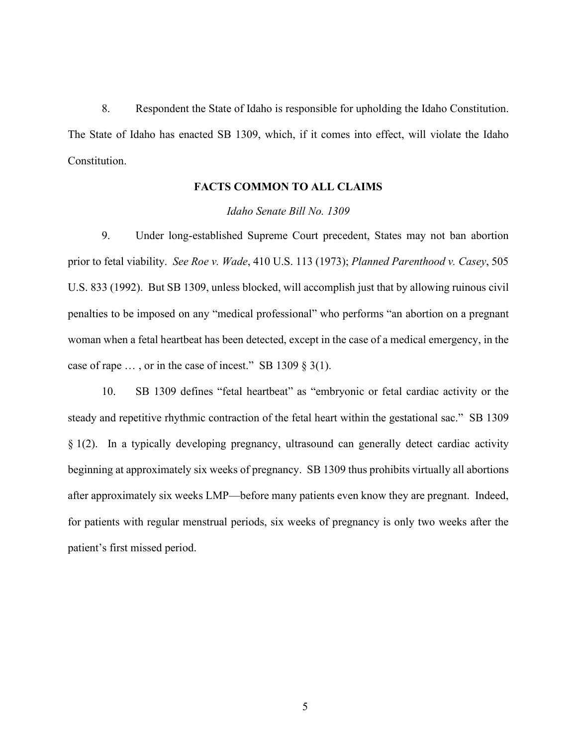8. Respondent the State of Idaho is responsible for upholding the Idaho Constitution. The State of Idaho has enacted SB 1309, which, if it comes into effect, will violate the Idaho Constitution.

## FACTS COMMON TO ALL CLAIMS

*Idaho Senate Bill No. 1309*

9. Under long-established Supreme Court precedent, States may not ban abortion prior to fetal viability. *See Roe v. Wade*, 410 U.S. 113 (1973); *Planned Parenthood v. Casey*, 505 U.S. 833 (1992). But SB 1309, unless blocked, will accomplish just that by allowing ruinous civil penalties to be imposed on any "medical professional" who performs "an abortion on a pregnant woman when a fetal heartbeat has been detected, except in the case of a medical emergency, in the case of rape … , or in the case of incest." SB 1309 § 3(1).

10. SB 1309 defines "fetal heartbeat" as "embryonic or fetal cardiac activity or the steady and repetitive rhythmic contraction of the fetal heart within the gestational sac." SB 1309 § 1(2). In a typically developing pregnancy, ultrasound can generally detect cardiac activity beginning at approximately six weeks of pregnancy. SB 1309 thus prohibits virtually all abortions after approximately six weeks LMP—before many patients even know they are pregnant. Indeed, for patients with regular menstrual periods, six weeks of pregnancy is only two weeks after the patient's first missed period.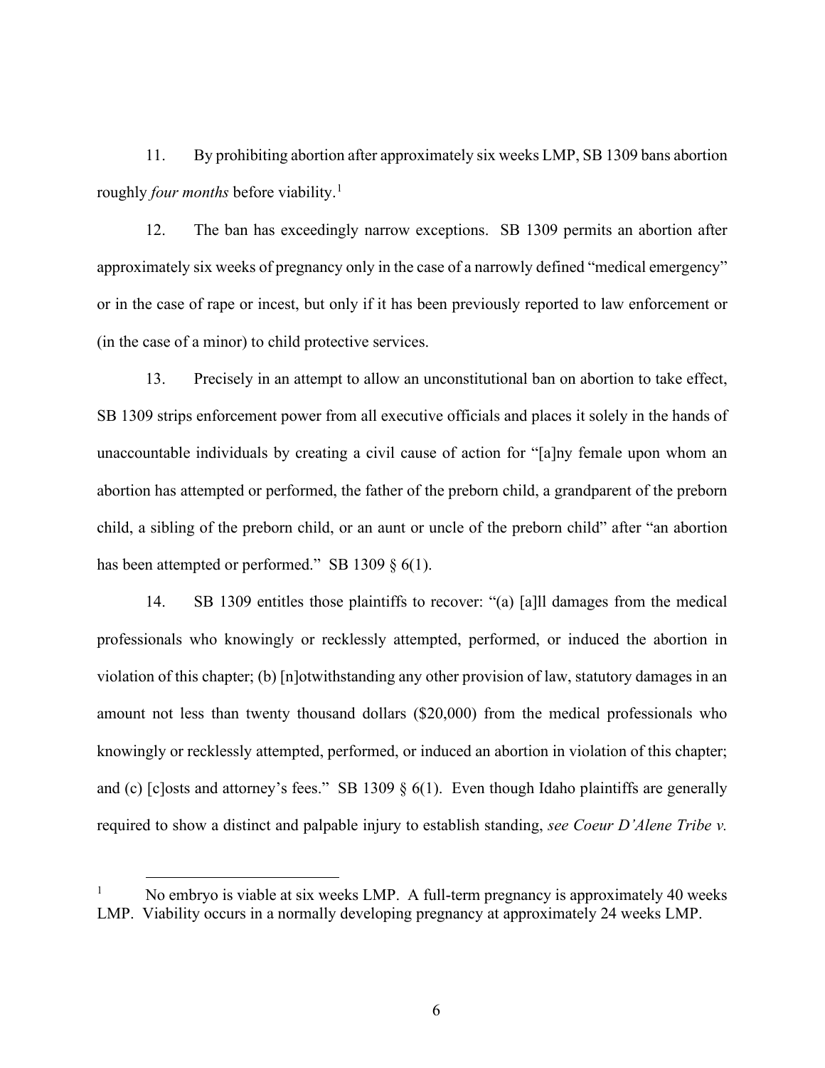11. By prohibiting abortion after approximately six weeks LMP, SB 1309 bans abortion roughly *four months* before viability.[1]

12. The ban has exceedingly narrow exceptions. SB 1309 permits an abortion after approximately six weeks of pregnancy only in the case of a narrowly defined "medical emergency" or in the case of rape or incest, but only if it has been previously reported to law enforcement or (in the case of a minor) to child protective services.

13. Precisely in an attempt to allow an unconstitutional ban on abortion to take effect, SB 1309 strips enforcement power from all executive officials and places it solely in the hands of unaccountable individuals by creating a civil cause of action for "[a]ny female upon whom an abortion has attempted or performed, the father of the preborn child, a grandparent of the preborn child, a sibling of the preborn child, or an aunt or uncle of the preborn child" after "an abortion has been attempted or performed." SB 1309 § 6(1).

14. SB 1309 entitles those plaintiffs to recover: "(a) [a]ll damages from the medical professionals who knowingly or recklessly attempted, performed, or induced the abortion in violation of this chapter; (b) [n]otwithstanding any other provision of law, statutory damages in an amount not less than twenty thousand dollars ($20,000) from the medical professionals who knowingly or recklessly attempted, performed, or induced an abortion in violation of this chapter; and (c) [c]osts and attorney's fees." SB 1309 § 6(1). Even though Idaho plaintiffs are generally required to show a distinct and palpable injury to establish standing, *see Coeur D'Alene Tribe v.*

---

[1] No embryo is viable at six weeks LMP. A full-term pregnancy is approximately 40 weeks LMP. Viability occurs in a normally developing pregnancy at approximately 24 weeks LMP.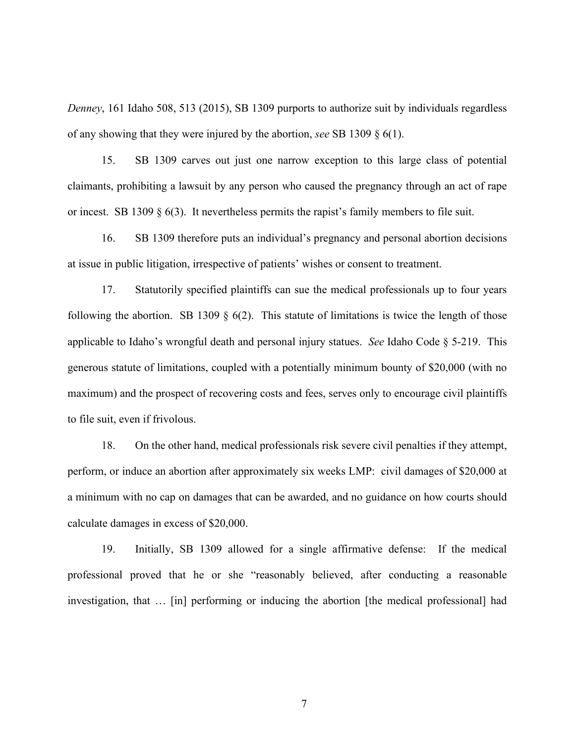*Denney*, 161 Idaho 508, 513 (2015), SB 1309 purports to authorize suit by individuals regardless of any showing that they were injured by the abortion, *see* SB 1309 § 6(1).

15. SB 1309 carves out just one narrow exception to this large class of potential claimants, prohibiting a lawsuit by any person who caused the pregnancy through an act of rape or incest. SB 1309 § 6(3). It nevertheless permits the rapist's family members to file suit.

16. SB 1309 therefore puts an individual's pregnancy and personal abortion decisions at issue in public litigation, irrespective of patients' wishes or consent to treatment.

17. Statutorily specified plaintiffs can sue the medical professionals up to four years following the abortion. SB 1309 § 6(2). This statute of limitations is twice the length of those applicable to Idaho's wrongful death and personal injury statues. *See* Idaho Code § 5-219. This generous statute of limitations, coupled with a potentially minimum bounty of $20,000 (with no maximum) and the prospect of recovering costs and fees, serves only to encourage civil plaintiffs to file suit, even if frivolous.

18. On the other hand, medical professionals risk severe civil penalties if they attempt, perform, or induce an abortion after approximately six weeks LMP: civil damages of $20,000 at a minimum with no cap on damages that can be awarded, and no guidance on how courts should calculate damages in excess of $20,000.

19. Initially, SB 1309 allowed for a single affirmative defense: If the medical professional proved that he or she "reasonably believed, after conducting a reasonable investigation, that … [in] performing or inducing the abortion [the medical professional] had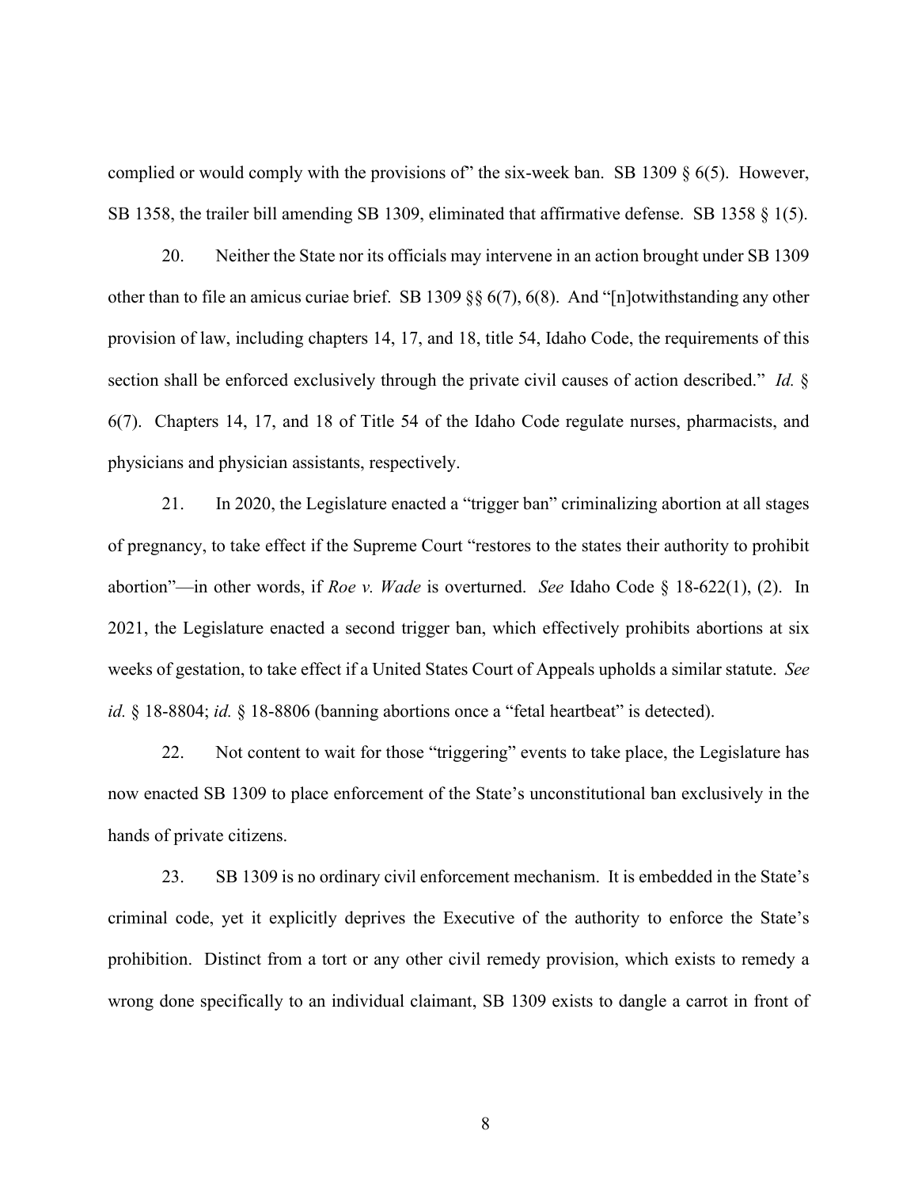complied or would comply with the provisions of" the six-week ban. SB 1309 § 6(5). However, SB 1358, the trailer bill amending SB 1309, eliminated that affirmative defense. SB 1358 § 1(5).

20. Neither the State nor its officials may intervene in an action brought under SB 1309 other than to file an amicus curiae brief. SB 1309 §§ 6(7), 6(8). And "[n]otwithstanding any other provision of law, including chapters 14, 17, and 18, title 54, Idaho Code, the requirements of this section shall be enforced exclusively through the private civil causes of action described." *Id.* § 6(7). Chapters 14, 17, and 18 of Title 54 of the Idaho Code regulate nurses, pharmacists, and physicians and physician assistants, respectively.

21. In 2020, the Legislature enacted a "trigger ban" criminalizing abortion at all stages of pregnancy, to take effect if the Supreme Court "restores to the states their authority to prohibit abortion"—in other words, if *Roe v. Wade* is overturned. *See* Idaho Code § 18-622(1), (2). In 2021, the Legislature enacted a second trigger ban, which effectively prohibits abortions at six weeks of gestation, to take effect if a United States Court of Appeals upholds a similar statute. *See id.* § 18-8804; *id.* § 18-8806 (banning abortions once a "fetal heartbeat" is detected).

22. Not content to wait for those "triggering" events to take place, the Legislature has now enacted SB 1309 to place enforcement of the State's unconstitutional ban exclusively in the hands of private citizens.

23. SB 1309 is no ordinary civil enforcement mechanism. It is embedded in the State's criminal code, yet it explicitly deprives the Executive of the authority to enforce the State's prohibition. Distinct from a tort or any other civil remedy provision, which exists to remedy a wrong done specifically to an individual claimant, SB 1309 exists to dangle a carrot in front of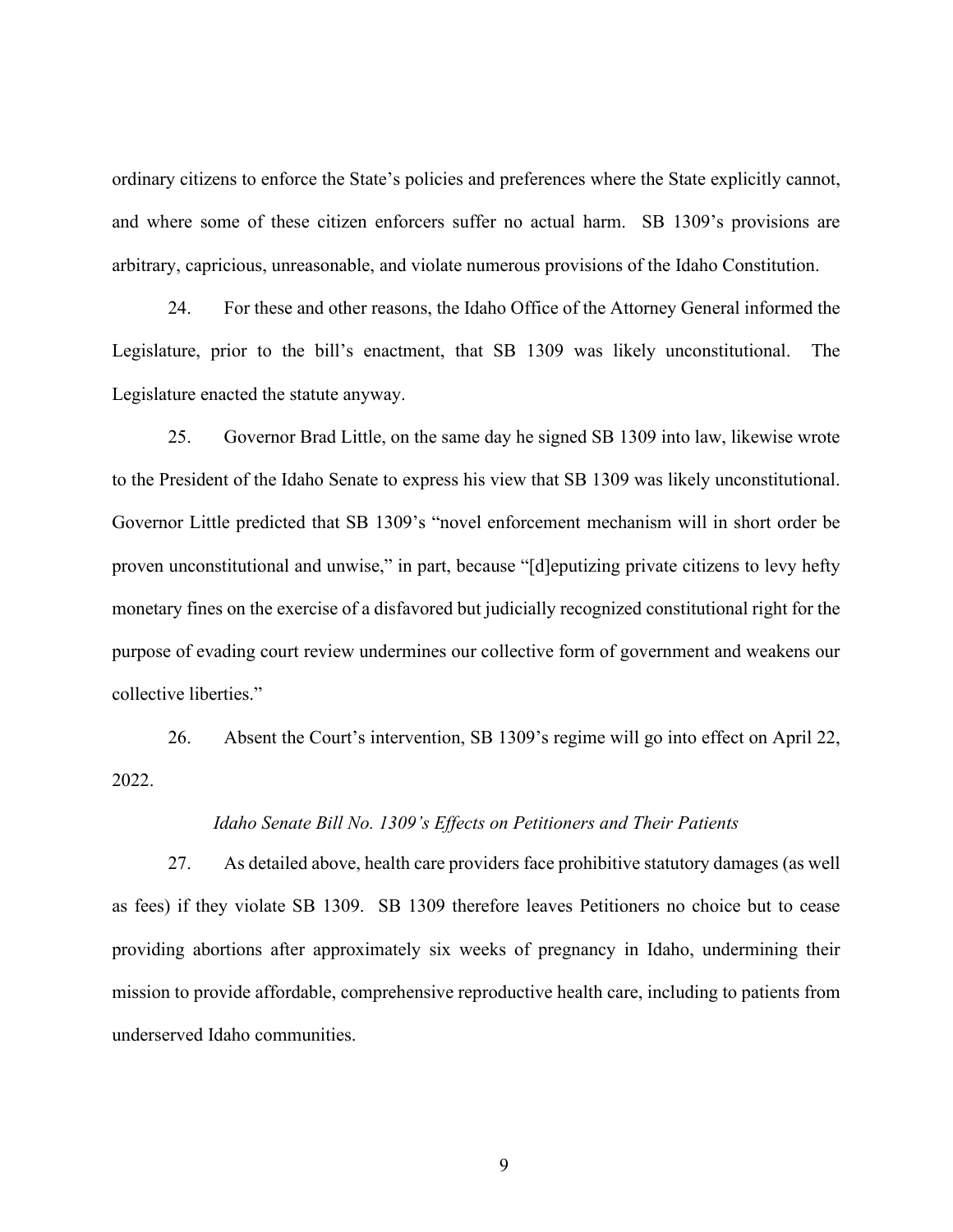ordinary citizens to enforce the State's policies and preferences where the State explicitly cannot, and where some of these citizen enforcers suffer no actual harm. SB 1309's provisions are arbitrary, capricious, unreasonable, and violate numerous provisions of the Idaho Constitution.

24. For these and other reasons, the Idaho Office of the Attorney General informed the Legislature, prior to the bill's enactment, that SB 1309 was likely unconstitutional. The Legislature enacted the statute anyway.

25. Governor Brad Little, on the same day he signed SB 1309 into law, likewise wrote to the President of the Idaho Senate to express his view that SB 1309 was likely unconstitutional. Governor Little predicted that SB 1309's "novel enforcement mechanism will in short order be proven unconstitutional and unwise," in part, because "[d]eputizing private citizens to levy hefty monetary fines on the exercise of a disfavored but judicially recognized constitutional right for the purpose of evading court review undermines our collective form of government and weakens our collective liberties."

26. Absent the Court's intervention, SB 1309's regime will go into effect on April 22, 2022.

*Idaho Senate Bill No. 1309's Effects on Petitioners and Their Patients*

27. As detailed above, health care providers face prohibitive statutory damages (as well as fees) if they violate SB 1309. SB 1309 therefore leaves Petitioners no choice but to cease providing abortions after approximately six weeks of pregnancy in Idaho, undermining their mission to provide affordable, comprehensive reproductive health care, including to patients from underserved Idaho communities.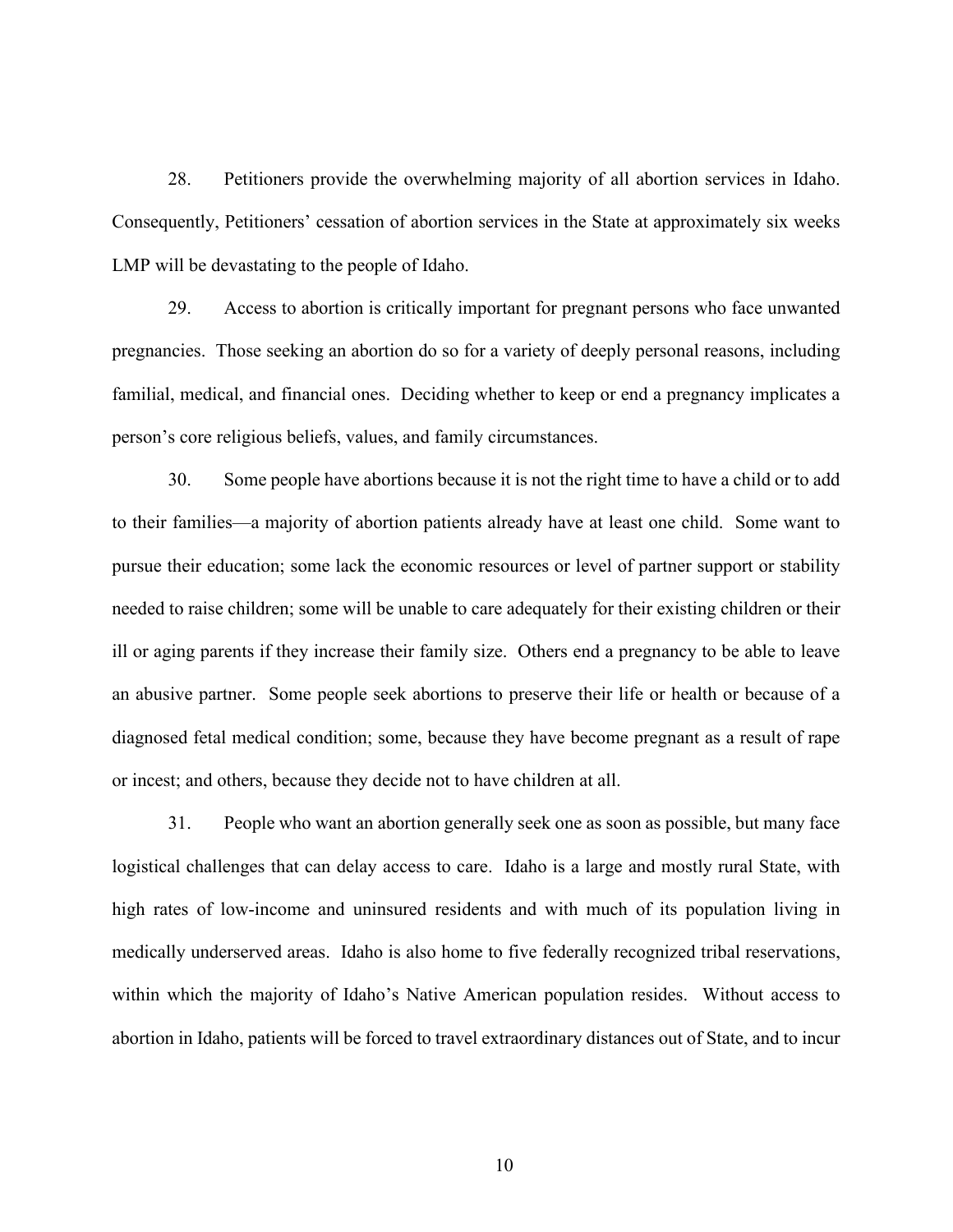28. Petitioners provide the overwhelming majority of all abortion services in Idaho. Consequently, Petitioners' cessation of abortion services in the State at approximately six weeks LMP will be devastating to the people of Idaho.

29. Access to abortion is critically important for pregnant persons who face unwanted pregnancies. Those seeking an abortion do so for a variety of deeply personal reasons, including familial, medical, and financial ones. Deciding whether to keep or end a pregnancy implicates a person's core religious beliefs, values, and family circumstances.

30. Some people have abortions because it is not the right time to have a child or to add to their families—a majority of abortion patients already have at least one child. Some want to pursue their education; some lack the economic resources or level of partner support or stability needed to raise children; some will be unable to care adequately for their existing children or their ill or aging parents if they increase their family size. Others end a pregnancy to be able to leave an abusive partner. Some people seek abortions to preserve their life or health or because of a diagnosed fetal medical condition; some, because they have become pregnant as a result of rape or incest; and others, because they decide not to have children at all.

31. People who want an abortion generally seek one as soon as possible, but many face logistical challenges that can delay access to care. Idaho is a large and mostly rural State, with high rates of low-income and uninsured residents and with much of its population living in medically underserved areas. Idaho is also home to five federally recognized tribal reservations, within which the majority of Idaho's Native American population resides. Without access to abortion in Idaho, patients will be forced to travel extraordinary distances out of State, and to incur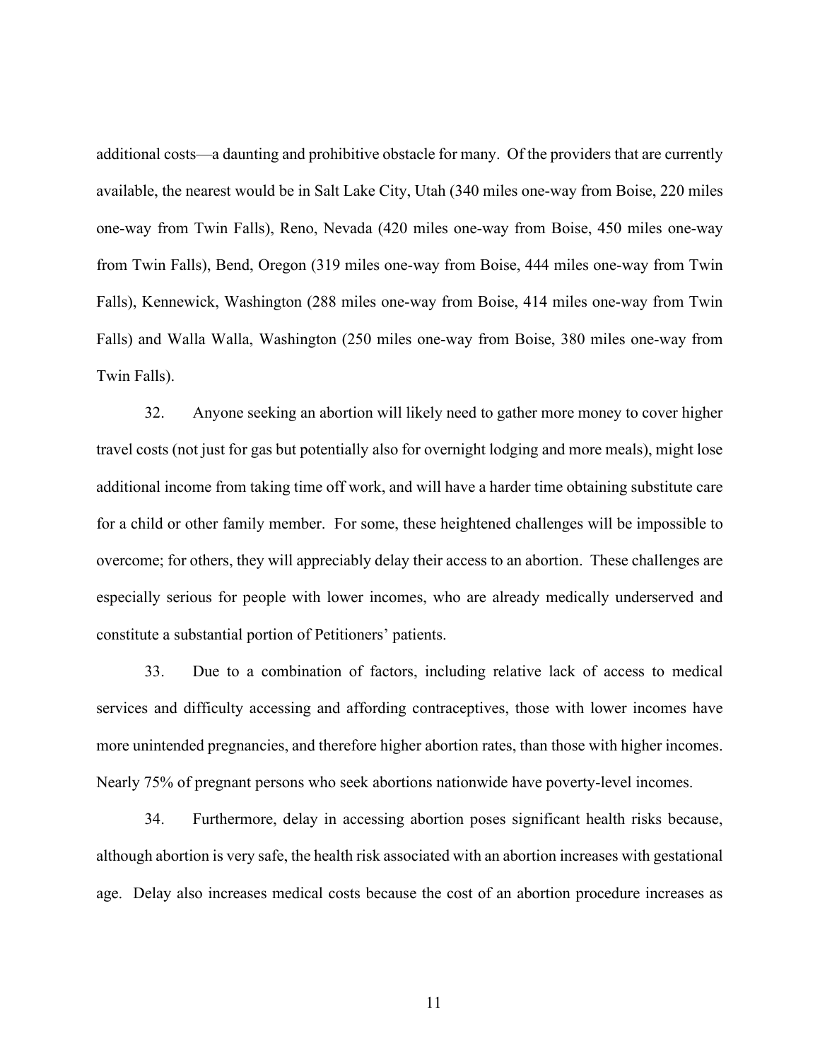additional costs—a daunting and prohibitive obstacle for many. Of the providers that are currently available, the nearest would be in Salt Lake City, Utah (340 miles one-way from Boise, 220 miles one-way from Twin Falls), Reno, Nevada (420 miles one-way from Boise, 450 miles one-way from Twin Falls), Bend, Oregon (319 miles one-way from Boise, 444 miles one-way from Twin Falls), Kennewick, Washington (288 miles one-way from Boise, 414 miles one-way from Twin Falls) and Walla Walla, Washington (250 miles one-way from Boise, 380 miles one-way from Twin Falls).

32. Anyone seeking an abortion will likely need to gather more money to cover higher travel costs (not just for gas but potentially also for overnight lodging and more meals), might lose additional income from taking time off work, and will have a harder time obtaining substitute care for a child or other family member. For some, these heightened challenges will be impossible to overcome; for others, they will appreciably delay their access to an abortion. These challenges are especially serious for people with lower incomes, who are already medically underserved and constitute a substantial portion of Petitioners' patients.

33. Due to a combination of factors, including relative lack of access to medical services and difficulty accessing and affording contraceptives, those with lower incomes have more unintended pregnancies, and therefore higher abortion rates, than those with higher incomes. Nearly 75% of pregnant persons who seek abortions nationwide have poverty-level incomes.

34. Furthermore, delay in accessing abortion poses significant health risks because, although abortion is very safe, the health risk associated with an abortion increases with gestational age. Delay also increases medical costs because the cost of an abortion procedure increases as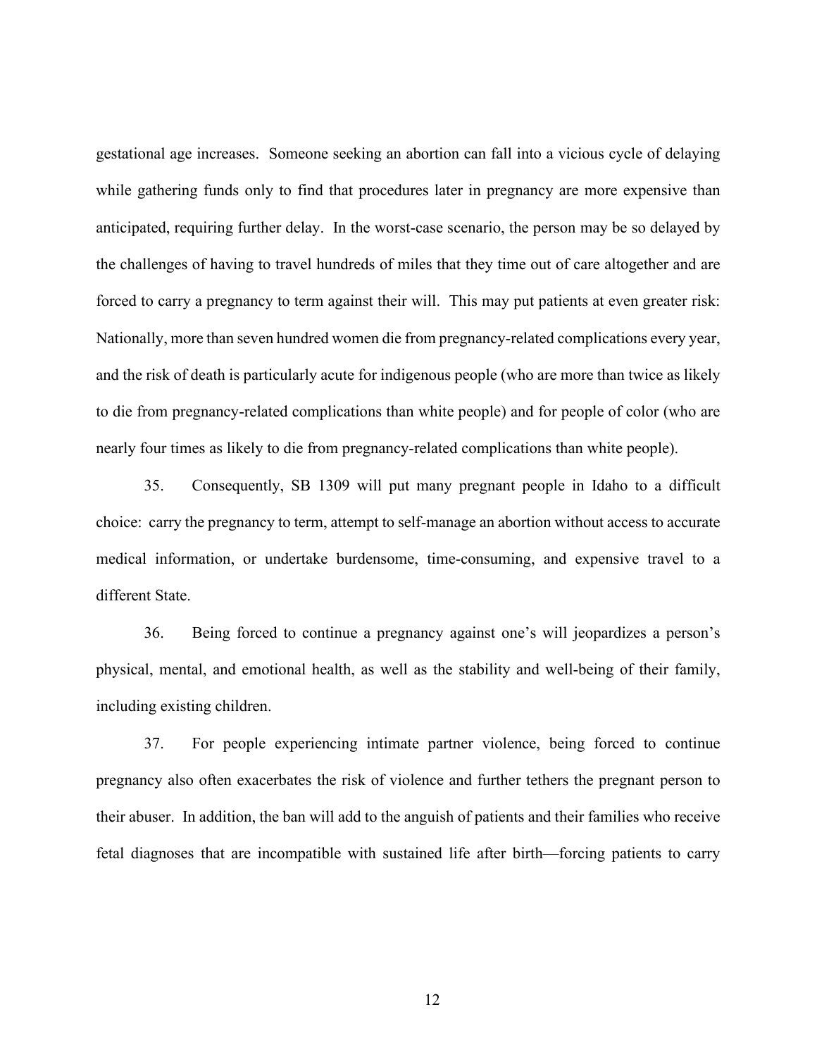gestational age increases. Someone seeking an abortion can fall into a vicious cycle of delaying while gathering funds only to find that procedures later in pregnancy are more expensive than anticipated, requiring further delay. In the worst-case scenario, the person may be so delayed by the challenges of having to travel hundreds of miles that they time out of care altogether and are forced to carry a pregnancy to term against their will. This may put patients at even greater risk: Nationally, more than seven hundred women die from pregnancy-related complications every year, and the risk of death is particularly acute for indigenous people (who are more than twice as likely to die from pregnancy-related complications than white people) and for people of color (who are nearly four times as likely to die from pregnancy-related complications than white people).

35. Consequently, SB 1309 will put many pregnant people in Idaho to a difficult choice: carry the pregnancy to term, attempt to self-manage an abortion without access to accurate medical information, or undertake burdensome, time-consuming, and expensive travel to a different State.

36. Being forced to continue a pregnancy against one's will jeopardizes a person's physical, mental, and emotional health, as well as the stability and well-being of their family, including existing children.

37. For people experiencing intimate partner violence, being forced to continue pregnancy also often exacerbates the risk of violence and further tethers the pregnant person to their abuser. In addition, the ban will add to the anguish of patients and their families who receive fetal diagnoses that are incompatible with sustained life after birth—forcing patients to carry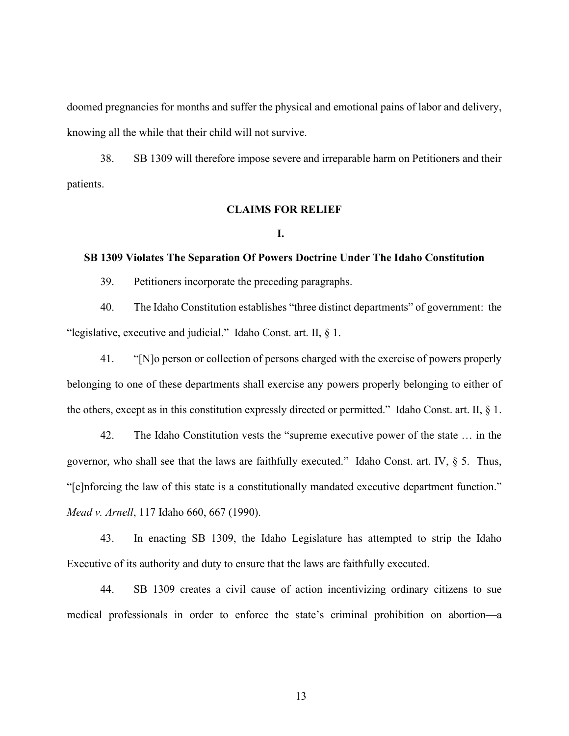doomed pregnancies for months and suffer the physical and emotional pains of labor and delivery, knowing all the while that their child will not survive.

38. SB 1309 will therefore impose severe and irreparable harm on Petitioners and their patients.

## CLAIMS FOR RELIEF

### I.

### SB 1309 Violates The Separation Of Powers Doctrine Under The Idaho Constitution

39. Petitioners incorporate the preceding paragraphs.

40. The Idaho Constitution establishes "three distinct departments" of government: the "legislative, executive and judicial." Idaho Const. art. II, § 1.

41. "[N]o person or collection of persons charged with the exercise of powers properly belonging to one of these departments shall exercise any powers properly belonging to either of the others, except as in this constitution expressly directed or permitted." Idaho Const. art. II, § 1.

42. The Idaho Constitution vests the "supreme executive power of the state … in the governor, who shall see that the laws are faithfully executed." Idaho Const. art. IV, § 5. Thus, "[e]nforcing the law of this state is a constitutionally mandated executive department function." *Mead v. Arnell*, 117 Idaho 660, 667 (1990).

43. In enacting SB 1309, the Idaho Legislature has attempted to strip the Idaho Executive of its authority and duty to ensure that the laws are faithfully executed.

44. SB 1309 creates a civil cause of action incentivizing ordinary citizens to sue medical professionals in order to enforce the state's criminal prohibition on abortion—a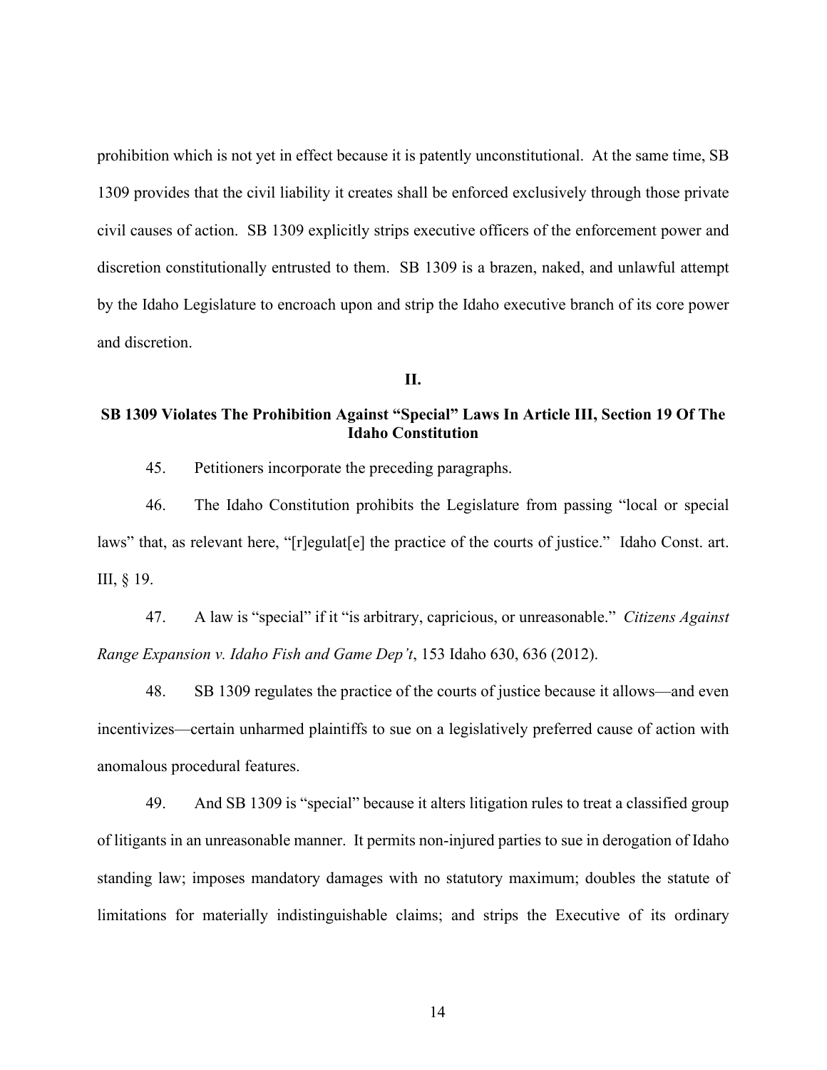prohibition which is not yet in effect because it is patently unconstitutional. At the same time, SB 1309 provides that the civil liability it creates shall be enforced exclusively through those private civil causes of action. SB 1309 explicitly strips executive officers of the enforcement power and discretion constitutionally entrusted to them. SB 1309 is a brazen, naked, and unlawful attempt by the Idaho Legislature to encroach upon and strip the Idaho executive branch of its core power and discretion.

## II.

## SB 1309 Violates The Prohibition Against "Special" Laws In Article III, Section 19 Of The Idaho Constitution

45. Petitioners incorporate the preceding paragraphs.

46. The Idaho Constitution prohibits the Legislature from passing "local or special laws" that, as relevant here, "[r]egulat[e] the practice of the courts of justice." Idaho Const. art. III, § 19.

47. A law is "special" if it "is arbitrary, capricious, or unreasonable." *Citizens Against Range Expansion v. Idaho Fish and Game Dep't*, 153 Idaho 630, 636 (2012).

48. SB 1309 regulates the practice of the courts of justice because it allows—and even incentivizes—certain unharmed plaintiffs to sue on a legislatively preferred cause of action with anomalous procedural features.

49. And SB 1309 is "special" because it alters litigation rules to treat a classified group of litigants in an unreasonable manner. It permits non-injured parties to sue in derogation of Idaho standing law; imposes mandatory damages with no statutory maximum; doubles the statute of limitations for materially indistinguishable claims; and strips the Executive of its ordinary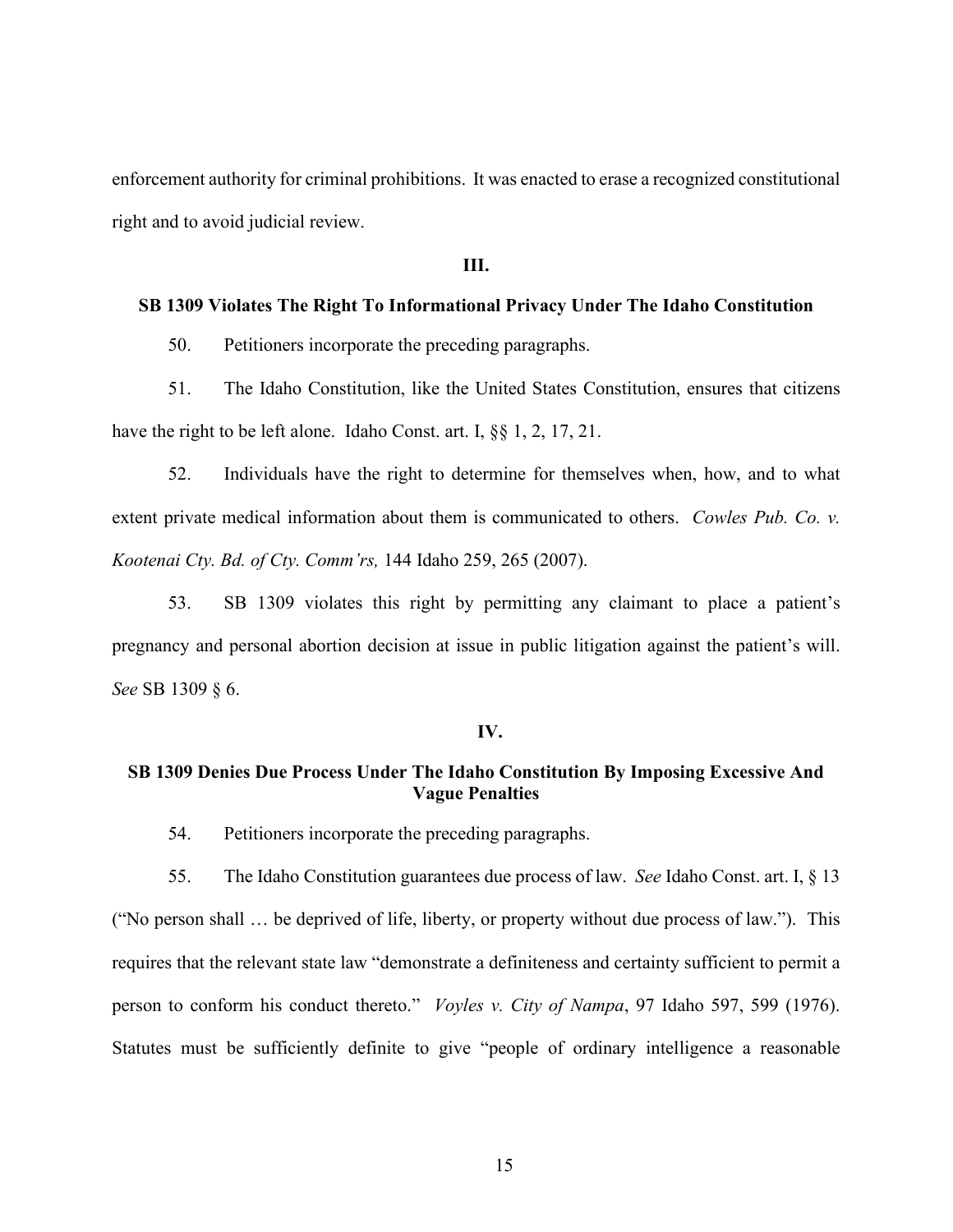enforcement authority for criminal prohibitions. It was enacted to erase a recognized constitutional right and to avoid judicial review.

**III.**

**SB 1309 Violates The Right To Informational Privacy Under The Idaho Constitution**

50. Petitioners incorporate the preceding paragraphs.

51. The Idaho Constitution, like the United States Constitution, ensures that citizens have the right to be left alone. Idaho Const. art. I, §§ 1, 2, 17, 21.

52. Individuals have the right to determine for themselves when, how, and to what extent private medical information about them is communicated to others. *Cowles Pub. Co. v. Kootenai Cty. Bd. of Cty. Comm'rs,* 144 Idaho 259, 265 (2007).

53. SB 1309 violates this right by permitting any claimant to place a patient's pregnancy and personal abortion decision at issue in public litigation against the patient's will. *See* SB 1309 § 6.

**IV.**

**SB 1309 Denies Due Process Under The Idaho Constitution By Imposing Excessive And Vague Penalties**

54. Petitioners incorporate the preceding paragraphs.

55. The Idaho Constitution guarantees due process of law. *See* Idaho Const. art. I, § 13 ("No person shall … be deprived of life, liberty, or property without due process of law."). This requires that the relevant state law "demonstrate a definiteness and certainty sufficient to permit a person to conform his conduct thereto." *Voyles v. City of Nampa*, 97 Idaho 597, 599 (1976). Statutes must be sufficiently definite to give "people of ordinary intelligence a reasonable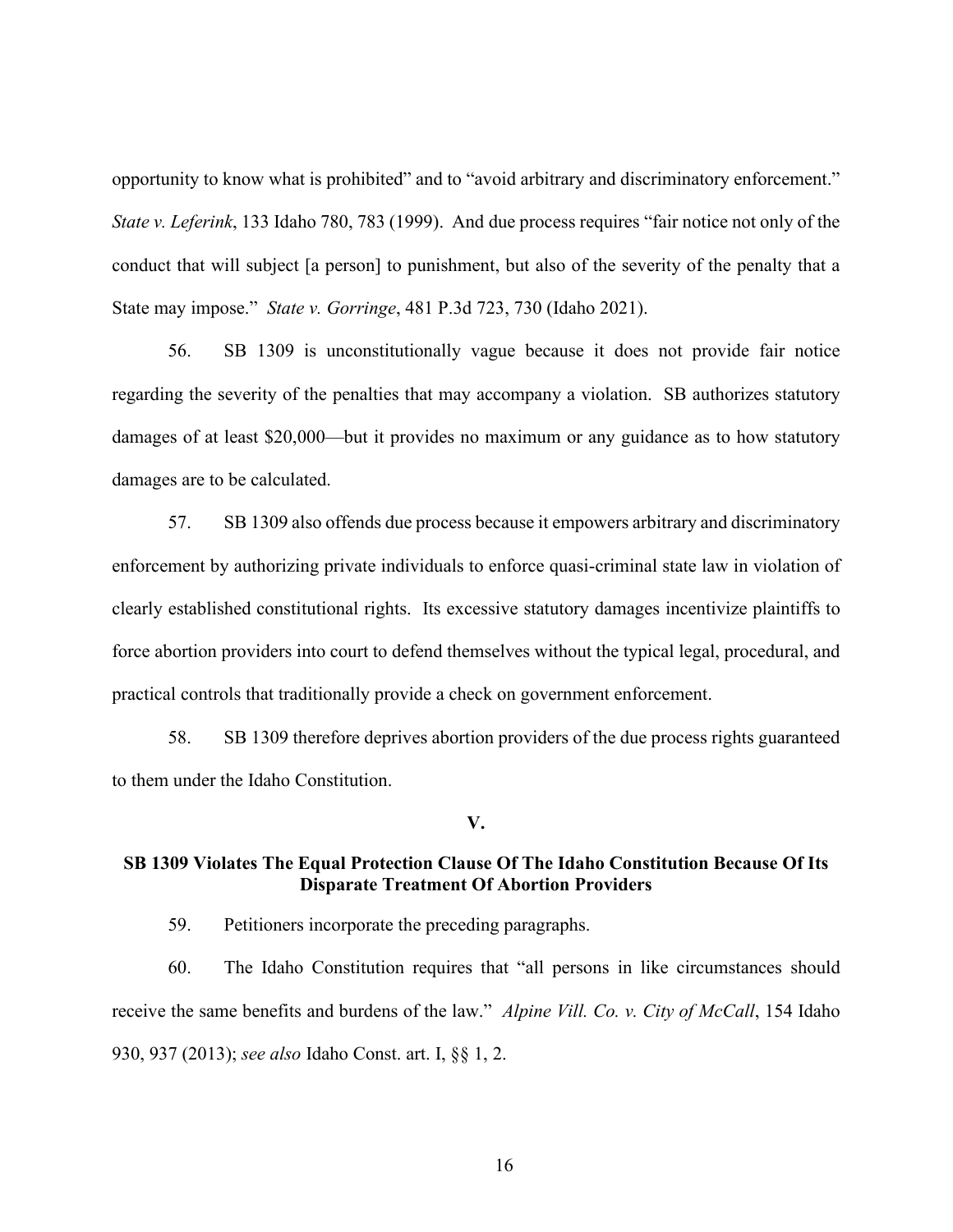opportunity to know what is prohibited" and to "avoid arbitrary and discriminatory enforcement." *State v. Leferink*, 133 Idaho 780, 783 (1999). And due process requires "fair notice not only of the conduct that will subject [a person] to punishment, but also of the severity of the penalty that a State may impose." *State v. Gorringe*, 481 P.3d 723, 730 (Idaho 2021).

56. SB 1309 is unconstitutionally vague because it does not provide fair notice regarding the severity of the penalties that may accompany a violation. SB authorizes statutory damages of at least $20,000—but it provides no maximum or any guidance as to how statutory damages are to be calculated.

57. SB 1309 also offends due process because it empowers arbitrary and discriminatory enforcement by authorizing private individuals to enforce quasi-criminal state law in violation of clearly established constitutional rights. Its excessive statutory damages incentivize plaintiffs to force abortion providers into court to defend themselves without the typical legal, procedural, and practical controls that traditionally provide a check on government enforcement.

58. SB 1309 therefore deprives abortion providers of the due process rights guaranteed to them under the Idaho Constitution.

## V.

## SB 1309 Violates The Equal Protection Clause Of The Idaho Constitution Because Of Its Disparate Treatment Of Abortion Providers

59. Petitioners incorporate the preceding paragraphs.

60. The Idaho Constitution requires that "all persons in like circumstances should receive the same benefits and burdens of the law." *Alpine Vill. Co. v. City of McCall*, 154 Idaho 930, 937 (2013); *see also* Idaho Const. art. I, §§ 1, 2.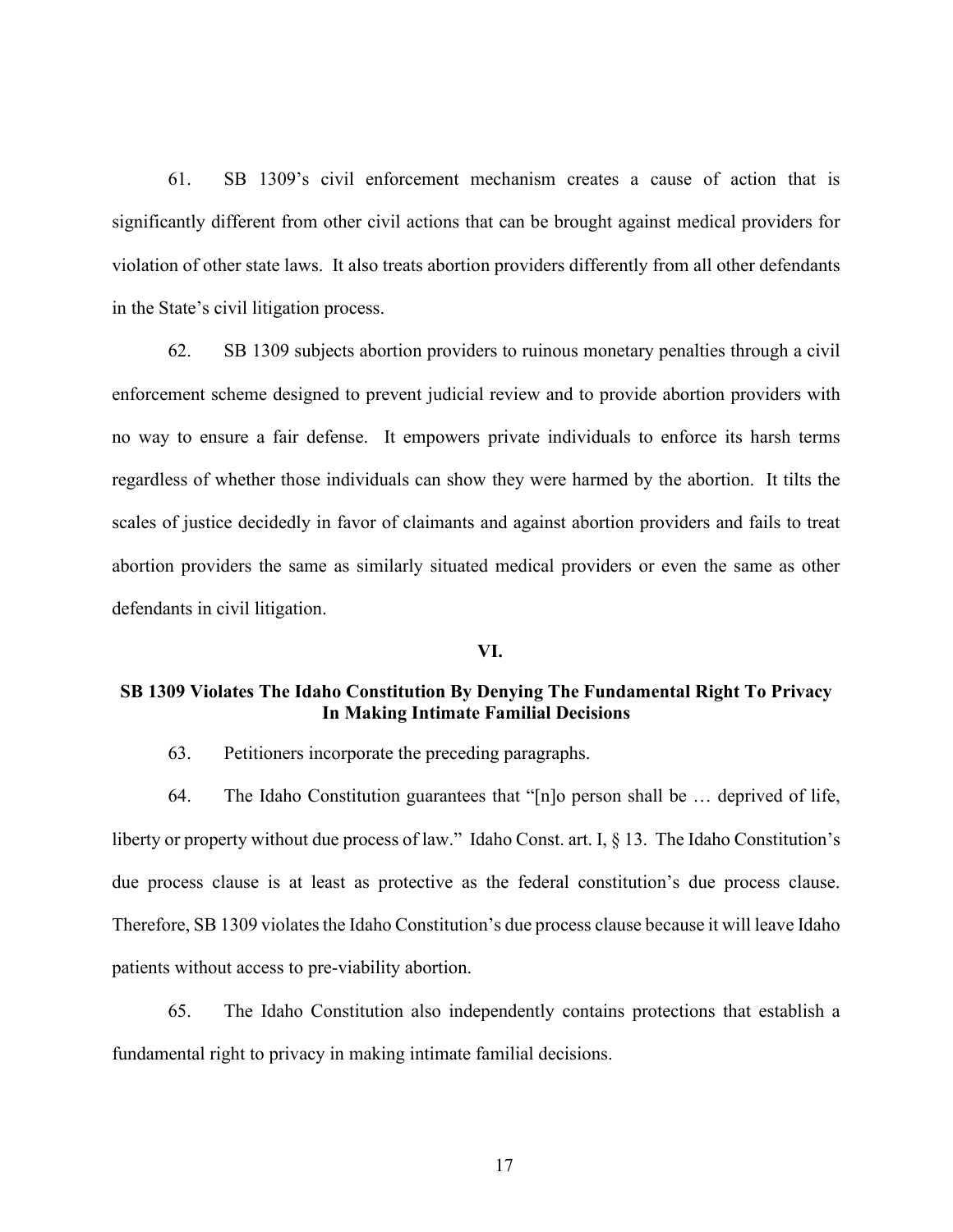61. SB 1309's civil enforcement mechanism creates a cause of action that is significantly different from other civil actions that can be brought against medical providers for violation of other state laws. It also treats abortion providers differently from all other defendants in the State's civil litigation process.

62. SB 1309 subjects abortion providers to ruinous monetary penalties through a civil enforcement scheme designed to prevent judicial review and to provide abortion providers with no way to ensure a fair defense. It empowers private individuals to enforce its harsh terms regardless of whether those individuals can show they were harmed by the abortion. It tilts the scales of justice decidedly in favor of claimants and against abortion providers and fails to treat abortion providers the same as similarly situated medical providers or even the same as other defendants in civil litigation.

## VI.

## SB 1309 Violates The Idaho Constitution By Denying The Fundamental Right To Privacy In Making Intimate Familial Decisions

63. Petitioners incorporate the preceding paragraphs.

64. The Idaho Constitution guarantees that "[n]o person shall be … deprived of life, liberty or property without due process of law." Idaho Const. art. I, § 13. The Idaho Constitution's due process clause is at least as protective as the federal constitution's due process clause. Therefore, SB 1309 violates the Idaho Constitution's due process clause because it will leave Idaho patients without access to pre-viability abortion.

65. The Idaho Constitution also independently contains protections that establish a fundamental right to privacy in making intimate familial decisions.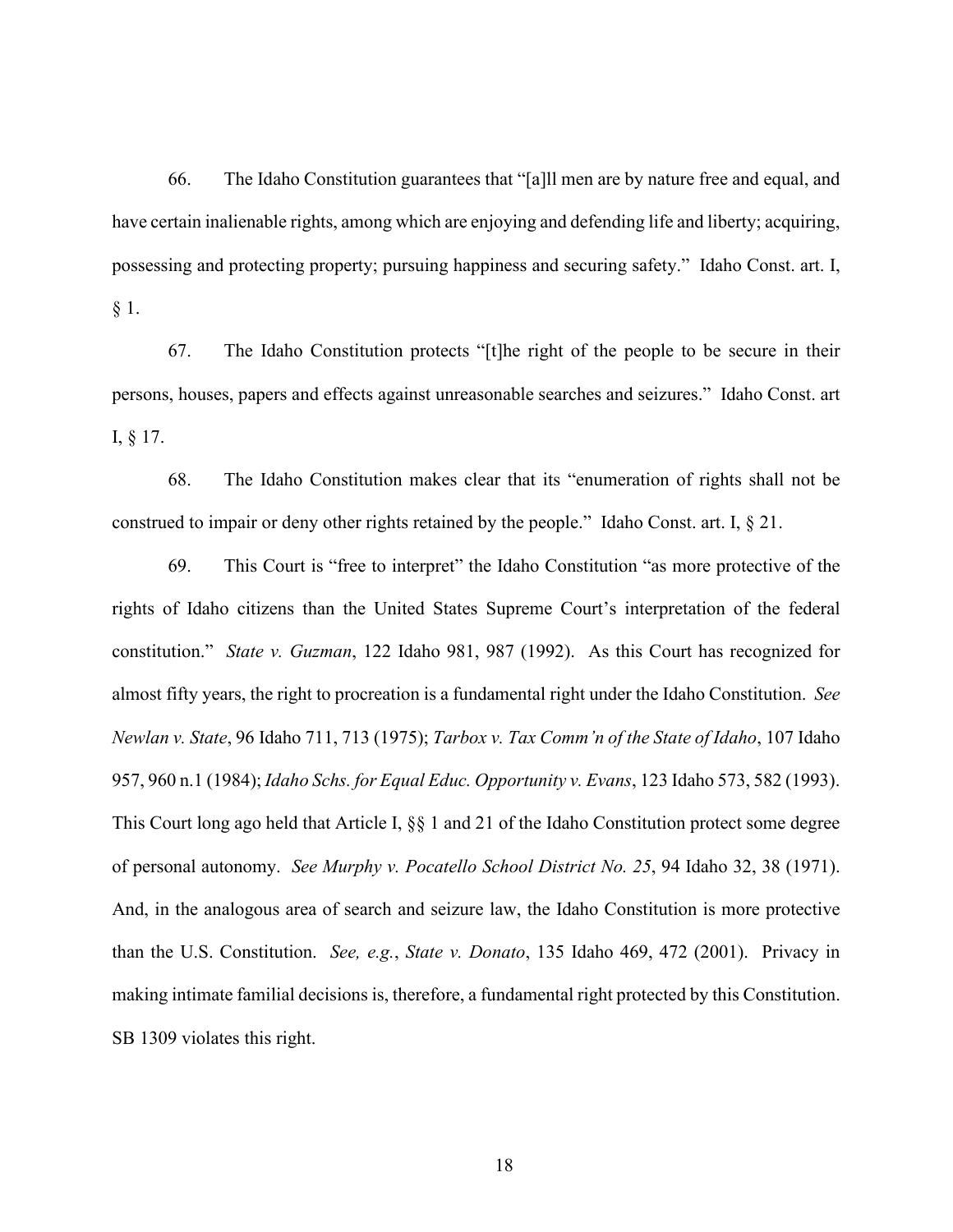66. The Idaho Constitution guarantees that "[a]ll men are by nature free and equal, and have certain inalienable rights, among which are enjoying and defending life and liberty; acquiring, possessing and protecting property; pursuing happiness and securing safety." Idaho Const. art. I, § 1.

67. The Idaho Constitution protects "[t]he right of the people to be secure in their persons, houses, papers and effects against unreasonable searches and seizures." Idaho Const. art I, § 17.

68. The Idaho Constitution makes clear that its "enumeration of rights shall not be construed to impair or deny other rights retained by the people." Idaho Const. art. I, § 21.

69. This Court is "free to interpret" the Idaho Constitution "as more protective of the rights of Idaho citizens than the United States Supreme Court's interpretation of the federal constitution." *State v. Guzman*, 122 Idaho 981, 987 (1992). As this Court has recognized for almost fifty years, the right to procreation is a fundamental right under the Idaho Constitution. *See Newlan v. State*, 96 Idaho 711, 713 (1975); *Tarbox v. Tax Comm'n of the State of Idaho*, 107 Idaho 957, 960 n.1 (1984); *Idaho Schs. for Equal Educ. Opportunity v. Evans*, 123 Idaho 573, 582 (1993). This Court long ago held that Article I, §§ 1 and 21 of the Idaho Constitution protect some degree of personal autonomy. *See Murphy v. Pocatello School District No. 25*, 94 Idaho 32, 38 (1971). And, in the analogous area of search and seizure law, the Idaho Constitution is more protective than the U.S. Constitution. *See, e.g.*, *State v. Donato*, 135 Idaho 469, 472 (2001). Privacy in making intimate familial decisions is, therefore, a fundamental right protected by this Constitution. SB 1309 violates this right.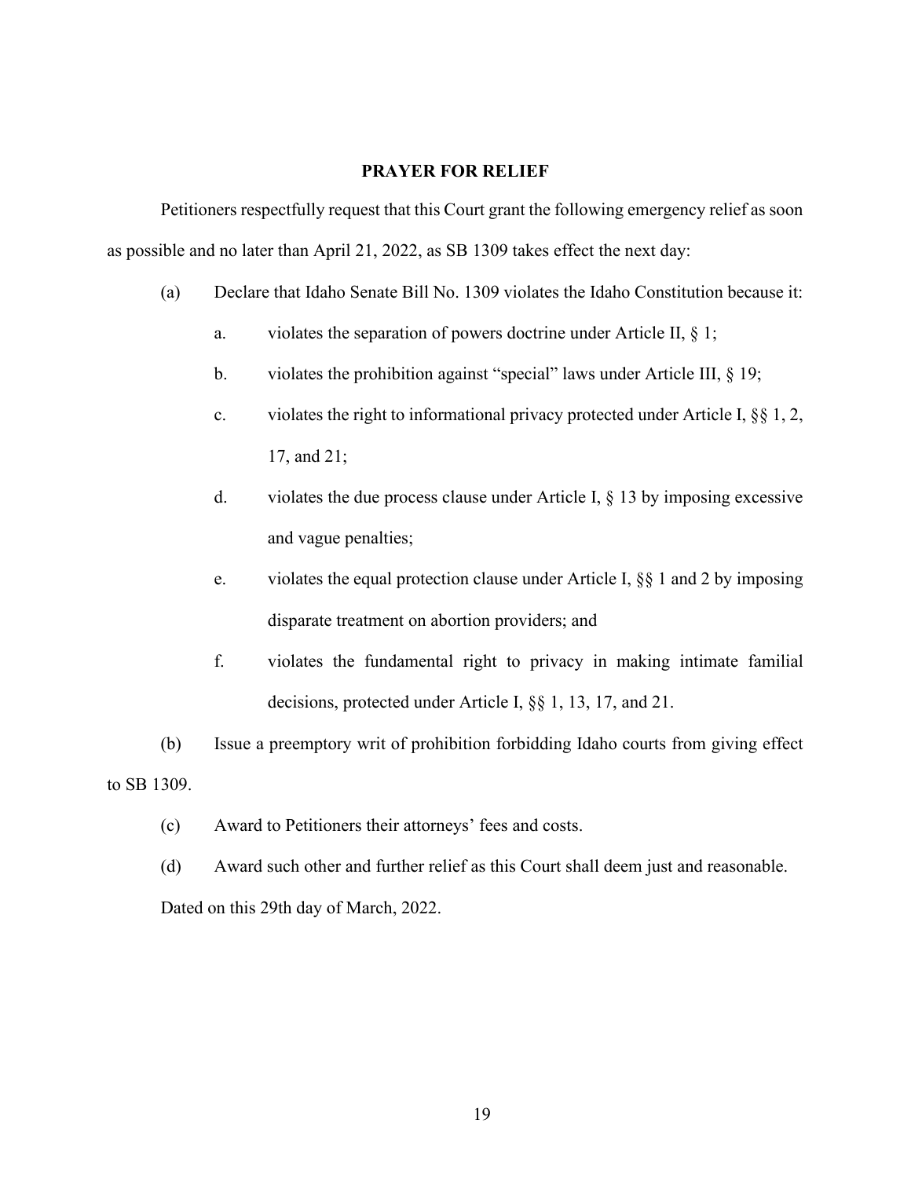**PRAYER FOR RELIEF**

Petitioners respectfully request that this Court grant the following emergency relief as soon as possible and no later than April 21, 2022, as SB 1309 takes effect the next day:

(a) Declare that Idaho Senate Bill No. 1309 violates the Idaho Constitution because it:

   a. violates the separation of powers doctrine under Article II, § 1;

   b. violates the prohibition against "special" laws under Article III, § 19;

   c. violates the right to informational privacy protected under Article I, §§ 1, 2, 17, and 21;

   d. violates the due process clause under Article I, § 13 by imposing excessive and vague penalties;

   e. violates the equal protection clause under Article I, §§ 1 and 2 by imposing disparate treatment on abortion providers; and

   f. violates the fundamental right to privacy in making intimate familial decisions, protected under Article I, §§ 1, 13, 17, and 21.

(b) Issue a preemptory writ of prohibition forbidding Idaho courts from giving effect to SB 1309.

(c) Award to Petitioners their attorneys' fees and costs.

(d) Award such other and further relief as this Court shall deem just and reasonable.

Dated on this 29th day of March, 2022.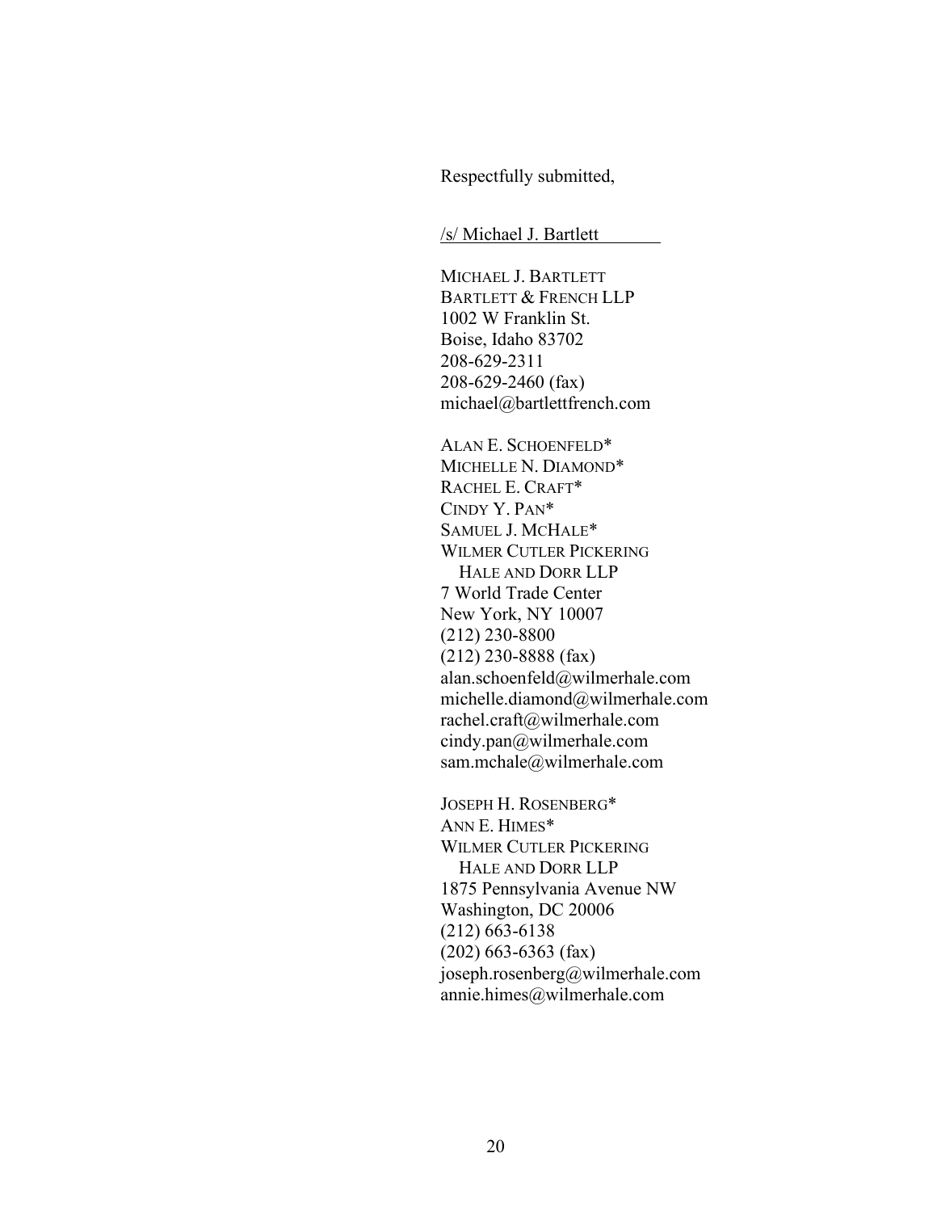Respectfully submitted,

/s/ Michael J. Bartlett

MICHAEL J. BARTLETT
BARTLETT & FRENCH LLP
1002 W Franklin St.
Boise, Idaho 83702
208-629-2311
208-629-2460 (fax)
michael@bartlettfrench.com

ALAN E. SCHOENFELD*
MICHELLE N. DIAMOND*
RACHEL E. CRAFT*
CINDY Y. PAN*
SAMUEL J. MCHALE*
WILMER CUTLER PICKERING
HALE AND DORR LLP
7 World Trade Center
New York, NY 10007
(212) 230-8800
(212) 230-8888 (fax)
alan.schoenfeld@wilmerhale.com
michelle.diamond@wilmerhale.com
rachel.craft@wilmerhale.com
cindy.pan@wilmerhale.com
sam.mchale@wilmerhale.com

JOSEPH H. ROSENBERG*
ANN E. HIMES*
WILMER CUTLER PICKERING
HALE AND DORR LLP
1875 Pennsylvania Avenue NW
Washington, DC 20006
(212) 663-6138
(202) 663-6363 (fax)
joseph.rosenberg@wilmerhale.com
annie.himes@wilmerhale.com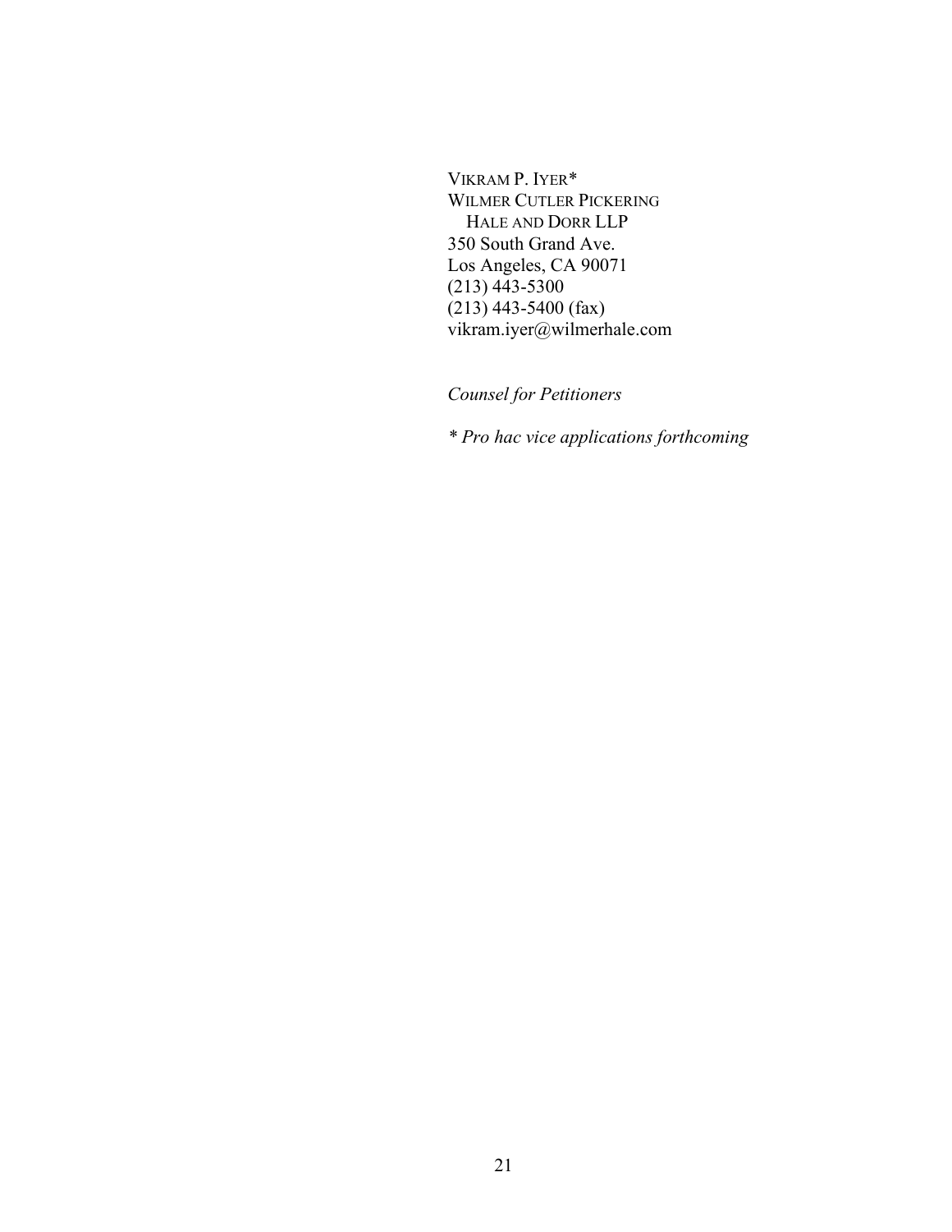VIKRAM P. IYER*
WILMER CUTLER PICKERING
HALE AND DORR LLP
350 South Grand Ave.
Los Angeles, CA 90071
(213) 443-5300
(213) 443-5400 (fax)
vikram.iyer@wilmerhale.com

*Counsel for Petitioners*

*\* Pro hac vice applications forthcoming*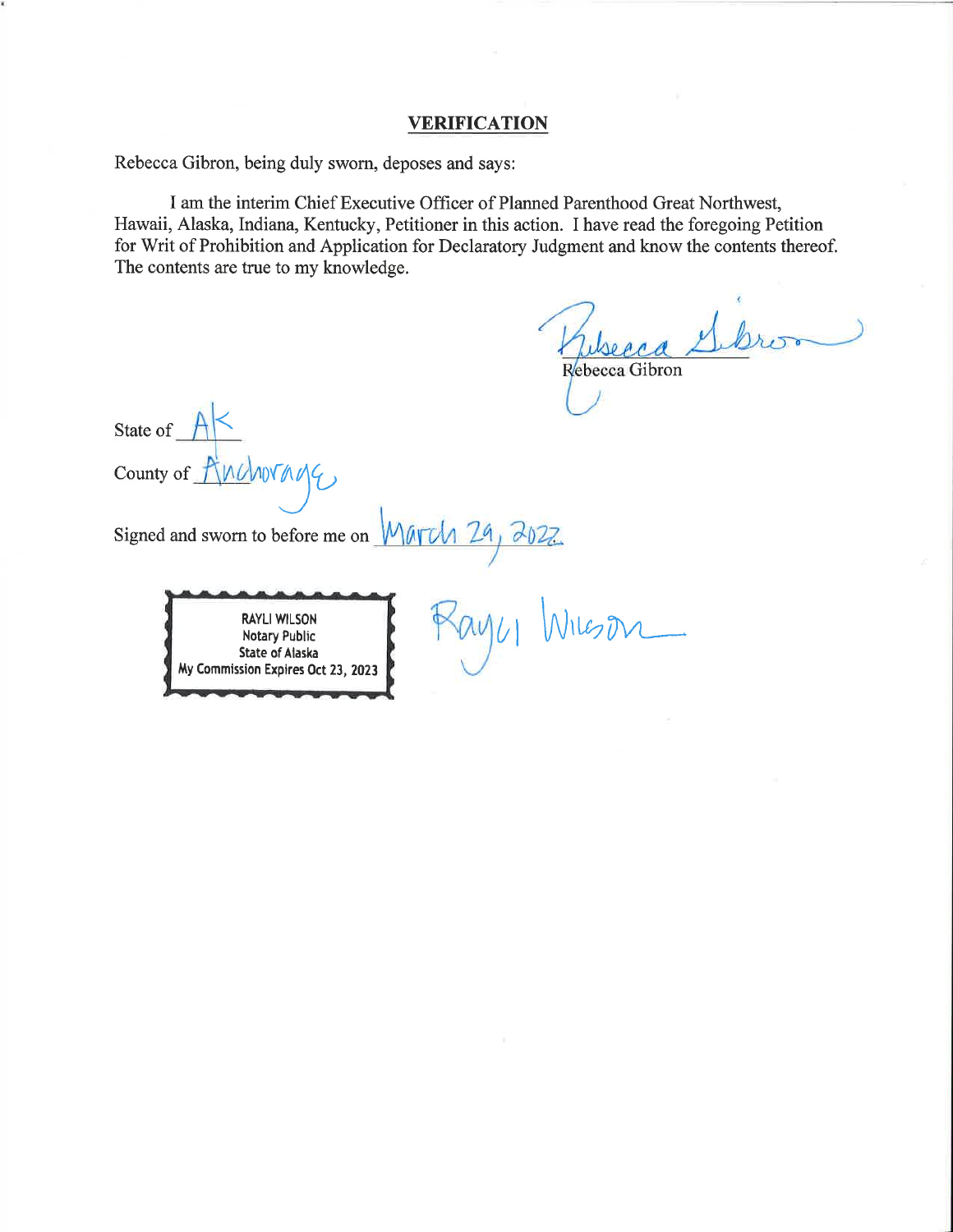## VERIFICATION

Rebecca Gibron, being duly sworn, deposes and says:

I am the interim Chief Executive Officer of Planned Parenthood Great Northwest, Hawaii, Alaska, Indiana, Kentucky, Petitioner in this action. I have read the foregoing Petition for Writ of Prohibition and Application for Declaratory Judgment and know the contents thereof. The contents are true to my knowledge.

Rebecca Gibron

Rebecca Gibron

State of AK

County of Anchorage

Signed and sworn to before me on March 29, 2022

RAYLI WILSON
Notary Public
State of Alaska
My Commission Expires Oct 23, 2023

Rayli Wilson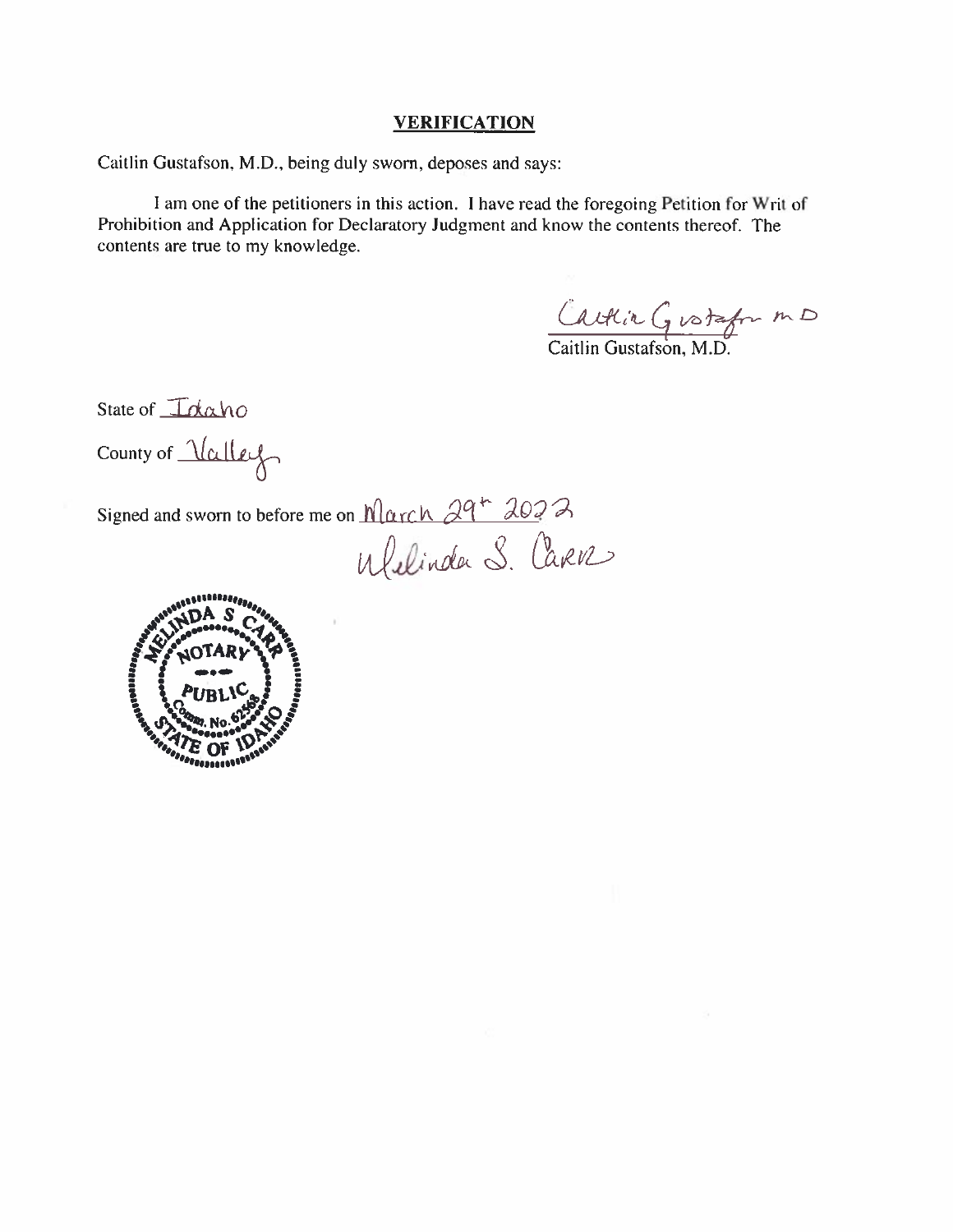## VERIFICATION

Caitlin Gustafson, M.D., being duly sworn, deposes and says:

I am one of the petitioners in this action. I have read the foregoing Petition for Writ of Prohibition and Application for Declaratory Judgment and know the contents thereof. The contents are true to my knowledge.

Caitlin Gustafson MD

Caitlin Gustafson, M.D.

State of Idaho

County of Valley

Signed and sworn to before me on March 29th 2022

Melinda S. Carr

MELINDA S CARR NOTARY PUBLIC Comm. No. 62568 STATE OF IDAHO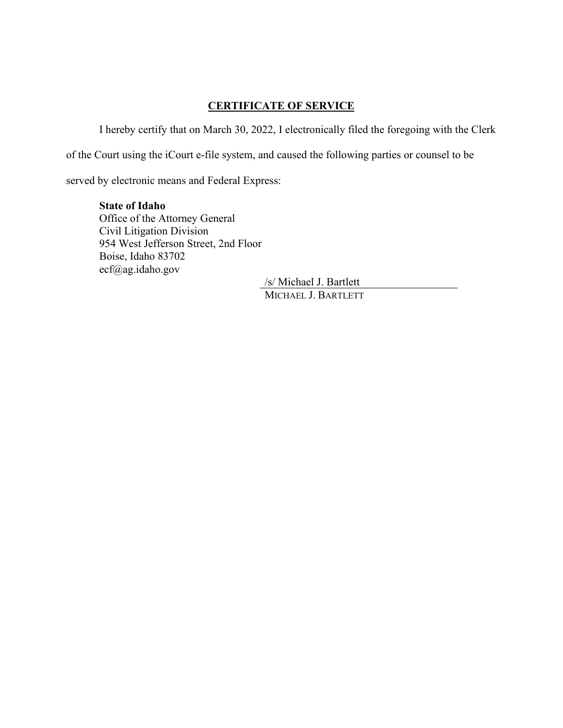## CERTIFICATE OF SERVICE

I hereby certify that on March 30, 2022, I electronically filed the foregoing with the Clerk of the Court using the iCourt e-file system, and caused the following parties or counsel to be served by electronic means and Federal Express:

**State of Idaho**
Office of the Attorney General
Civil Litigation Division
954 West Jefferson Street, 2nd Floor
Boise, Idaho 83702
ecf@ag.idaho.gov

/s/ Michael J. Bartlett
MICHAEL J. BARTLETT